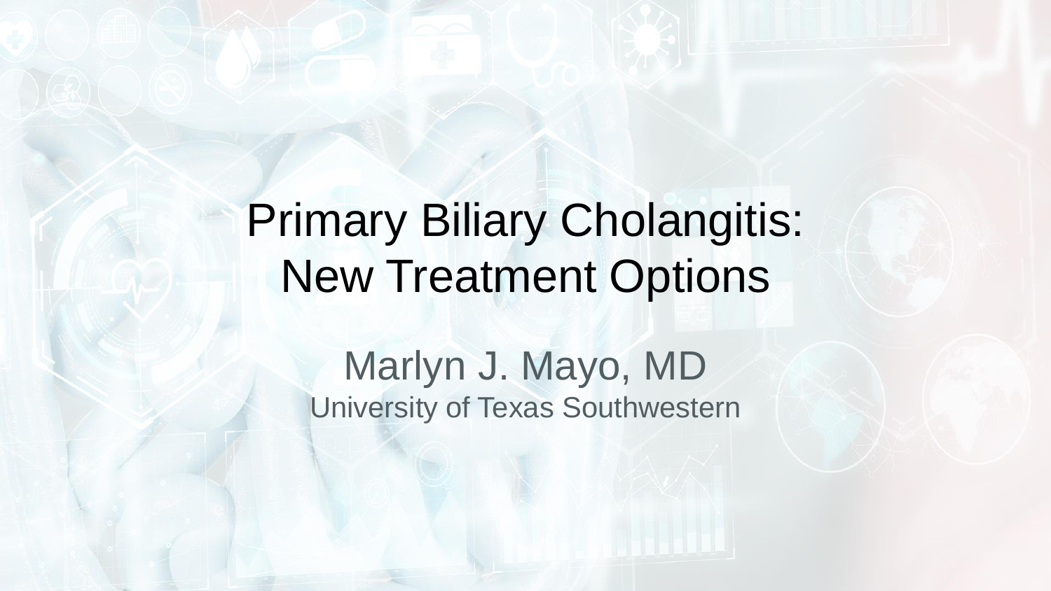# Primary Biliary Cholangitis: New Treatment Options

Marlyn J. Mayo, MD

University of Texas Southwestern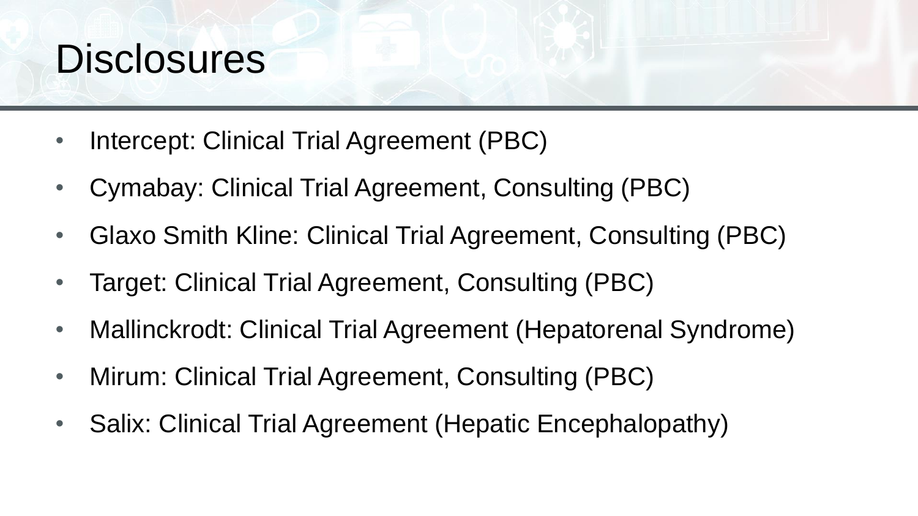# Disclosures

- Intercept: Clinical Trial Agreement (PBC)
- Cymabay: Clinical Trial Agreement, Consulting (PBC)
- Glaxo Smith Kline: Clinical Trial Agreement, Consulting (PBC)
- Target: Clinical Trial Agreement, Consulting (PBC)
- Mallinckrodt: Clinical Trial Agreement (Hepatorenal Syndrome)
- Mirum: Clinical Trial Agreement, Consulting (PBC)
- Salix: Clinical Trial Agreement (Hepatic Encephalopathy)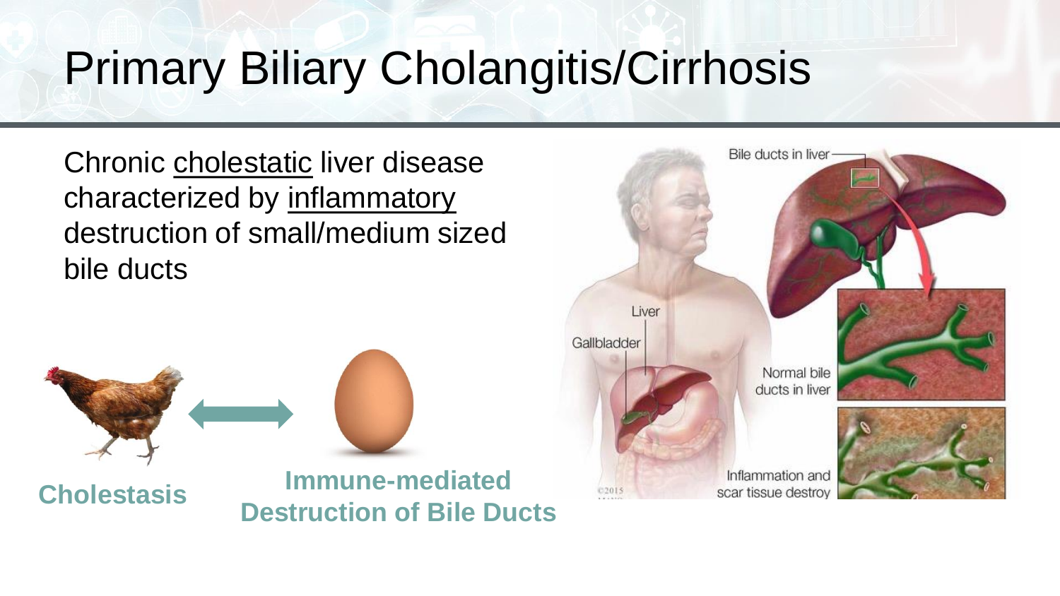# Primary Biliary Cholangitis/Cirrhosis

Chronic cholestatic liver disease characterized by inflammatory destruction of small/medium sized bile ducts

**Cholestasis** ⟷ **Immune-mediated Destruction of Bile Ducts**

Bile ducts in liver

Liver

Gallbladder

Normal bile ducts in liver

Inflammation and scar tissue destroy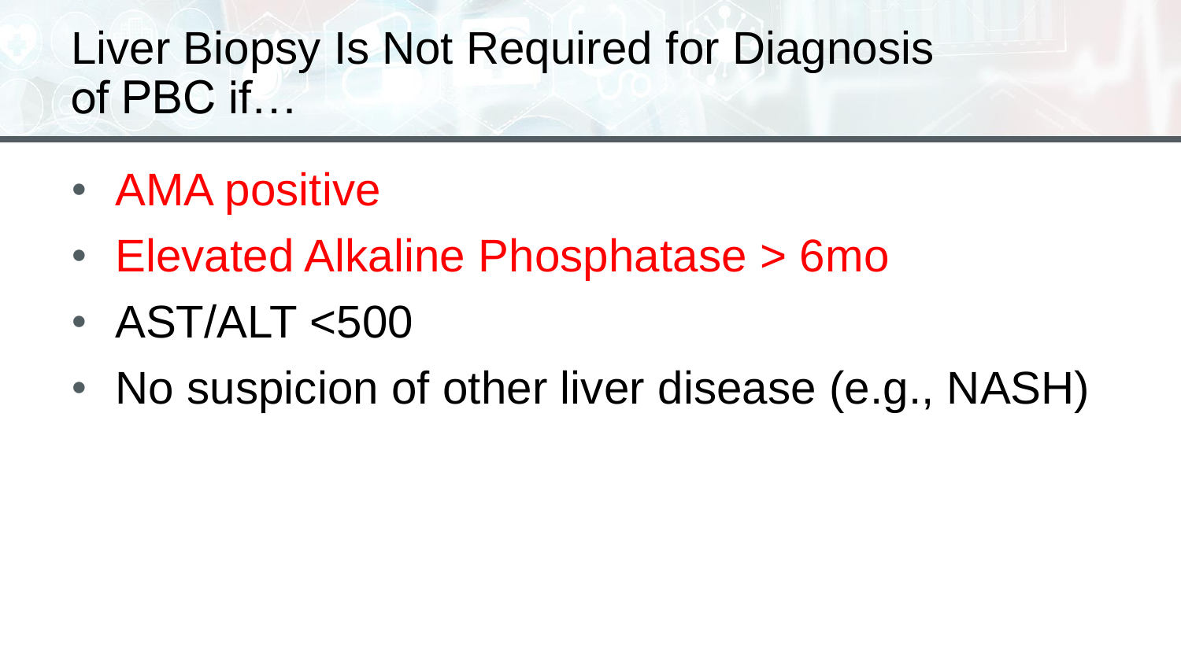# Liver Biopsy Is Not Required for Diagnosis of PBC if…

- AMA positive
- Elevated Alkaline Phosphatase > 6mo
- AST/ALT <500
- No suspicion of other liver disease (e.g., NASH)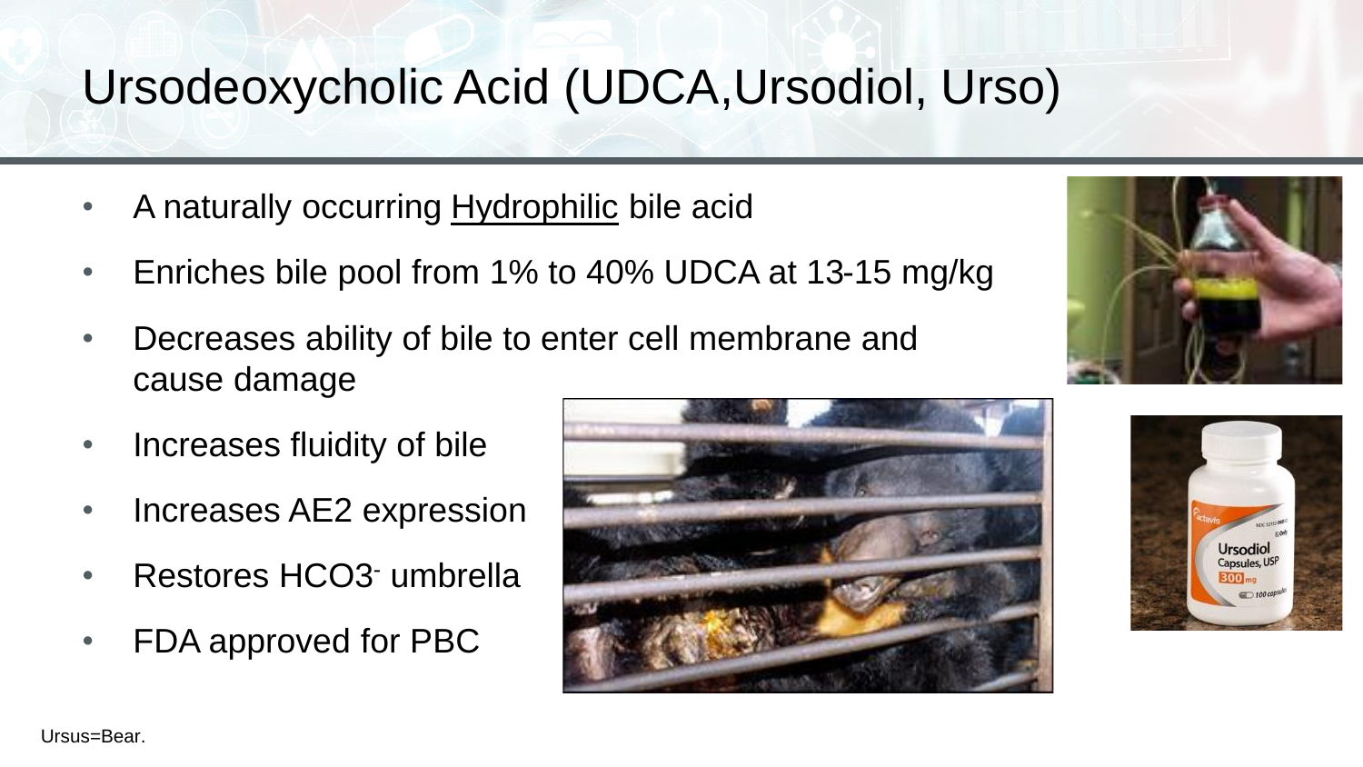# Ursodeoxycholic Acid (UDCA,Ursodiol, Urso)

- A naturally occurring Hydrophilic bile acid
- Enriches bile pool from 1% to 40% UDCA at 13-15 mg/kg
- Decreases ability of bile to enter cell membrane and cause damage
- Increases fluidity of bile
- Increases AE2 expression
- Restores $HCO_3^-$ umbrella
- FDA approved for PBC

Ursus=Bear.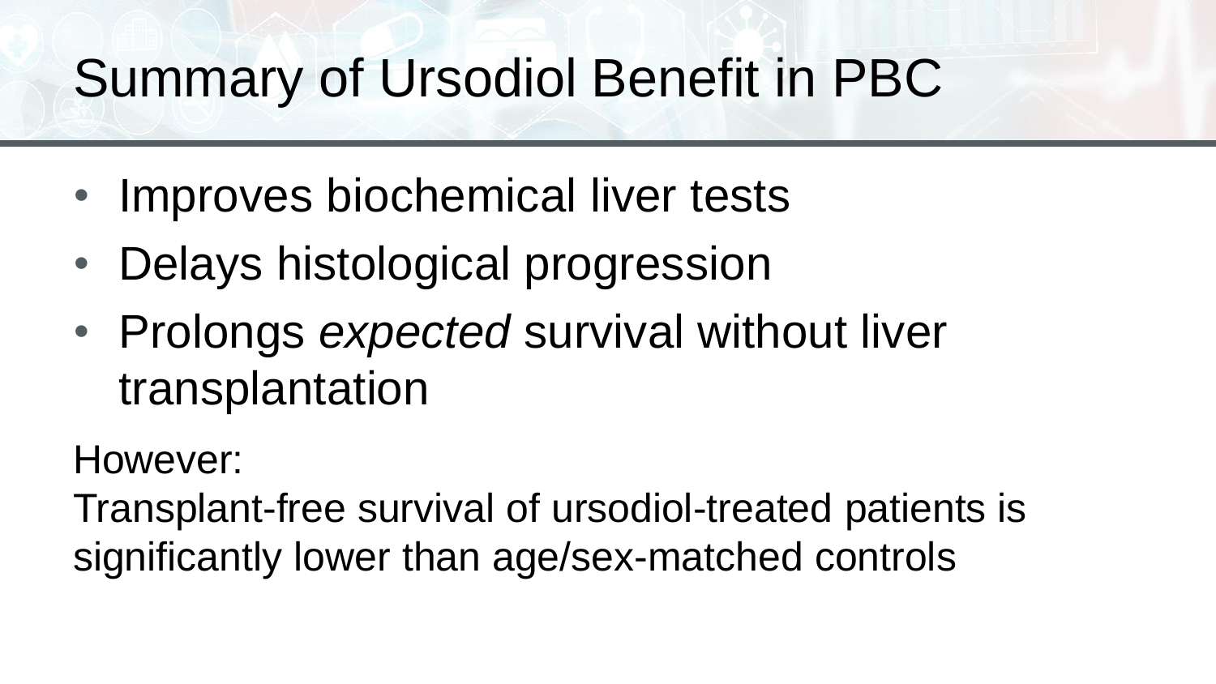# Summary of Ursodiol Benefit in PBC

- Improves biochemical liver tests
- Delays histological progression
- Prolongs *expected* survival without liver transplantation

However:

Transplant-free survival of ursodiol-treated patients is significantly lower than age/sex-matched controls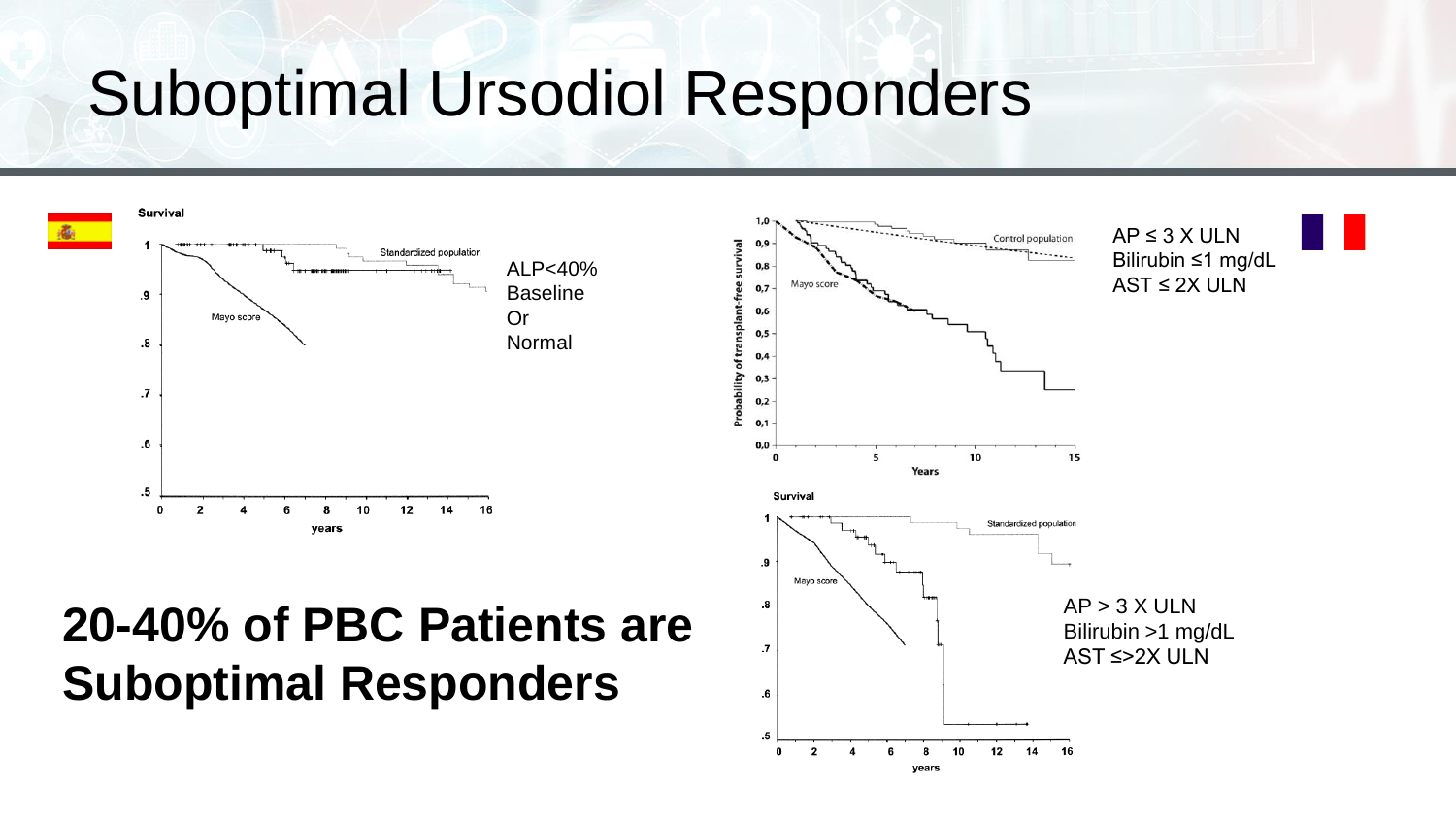# Suboptimal Ursodiol Responders

ALP<40%
Baseline
Or
Normal

AP ≤ 3 X ULN
Bilirubin ≤1 mg/dL
AST ≤ 2X ULN

AP > 3 X ULN
Bilirubin >1 mg/dL
AST ≤>2X ULN

**20-40% of PBC Patients are Suboptimal Responders**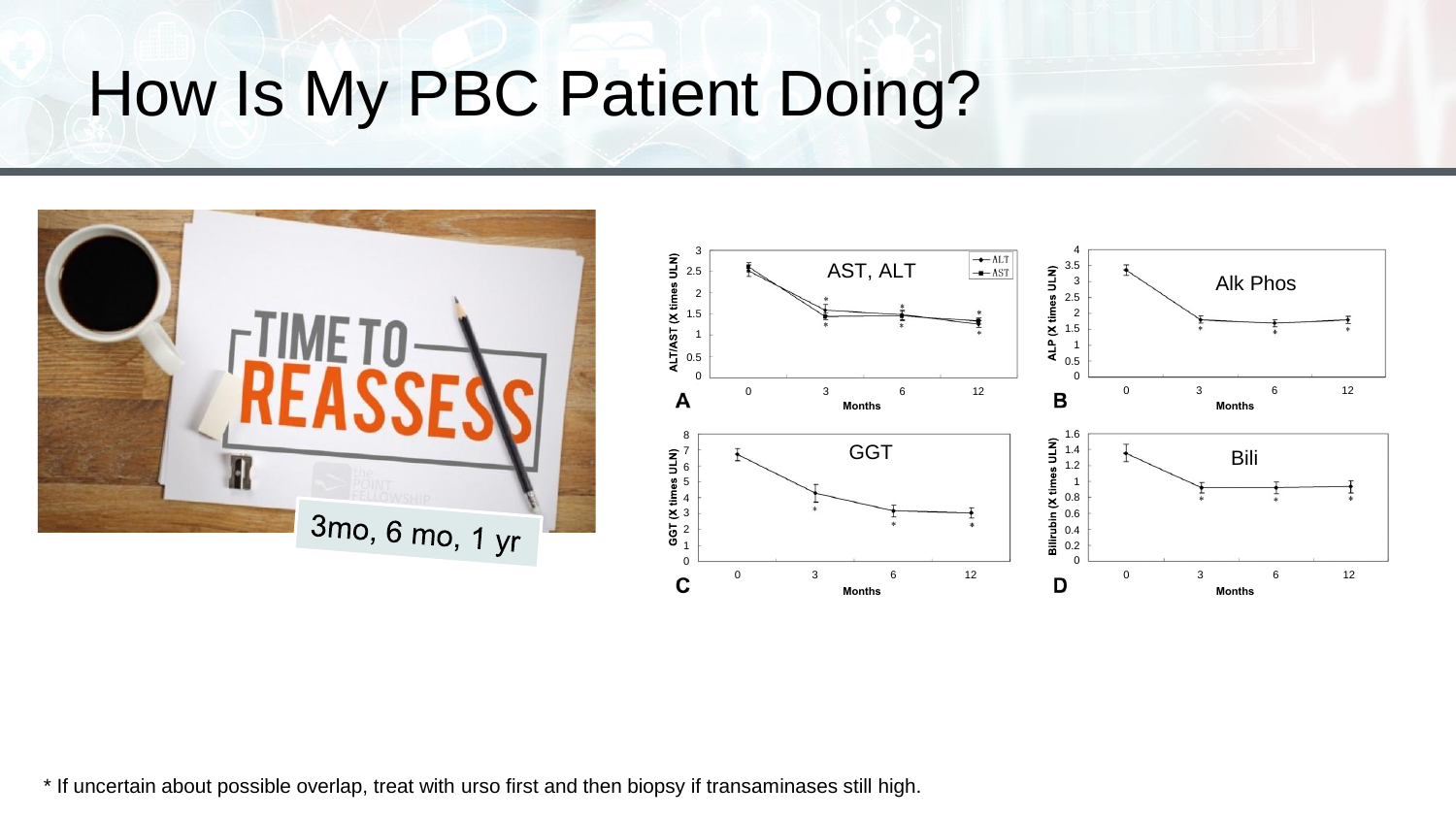# How Is My PBC Patient Doing?

TIME TO REASSESS

3mo, 6 mo, 1 yr

AST, ALT

Alk Phos

GGT

Bili

\* If uncertain about possible overlap, treat with urso first and then biopsy if transaminases still high.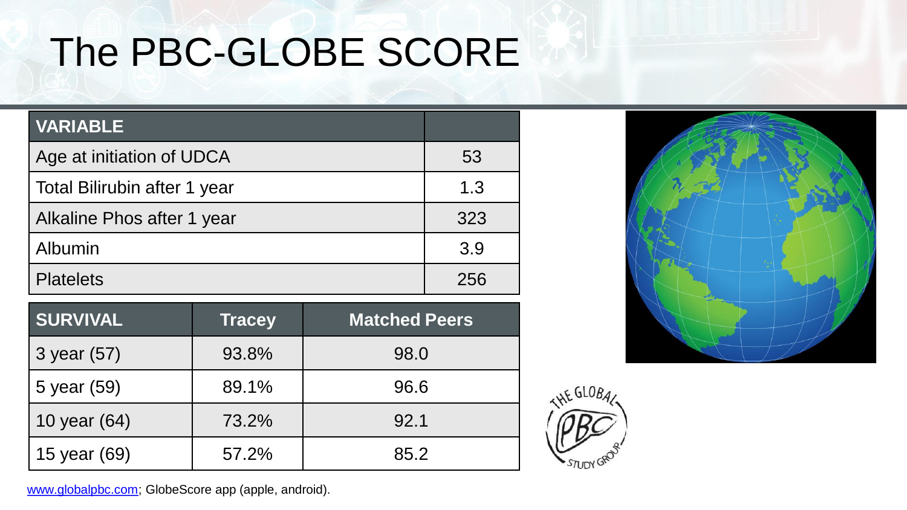# The PBC-GLOBE SCORE

| VARIABLE | |
|---|---|
| Age at initiation of UDCA | 53 |
| Total Bilirubin after 1 year | 1.3 |
| Alkaline Phos after 1 year | 323 |
| Albumin | 3.9 |
| Platelets | 256 |

| SURVIVAL | Tracey | Matched Peers |
|---|---|---|
| 3 year (57) | 93.8% | 98.0 |
| 5 year (59) | 89.1% | 96.6 |
| 10 year (64) | 73.2% | 92.1 |
| 15 year (69) | 57.2% | 85.2 |

THE GLOBAL PBC STUDY GROUP

www.globalpbc.com; GlobeScore app (apple, android).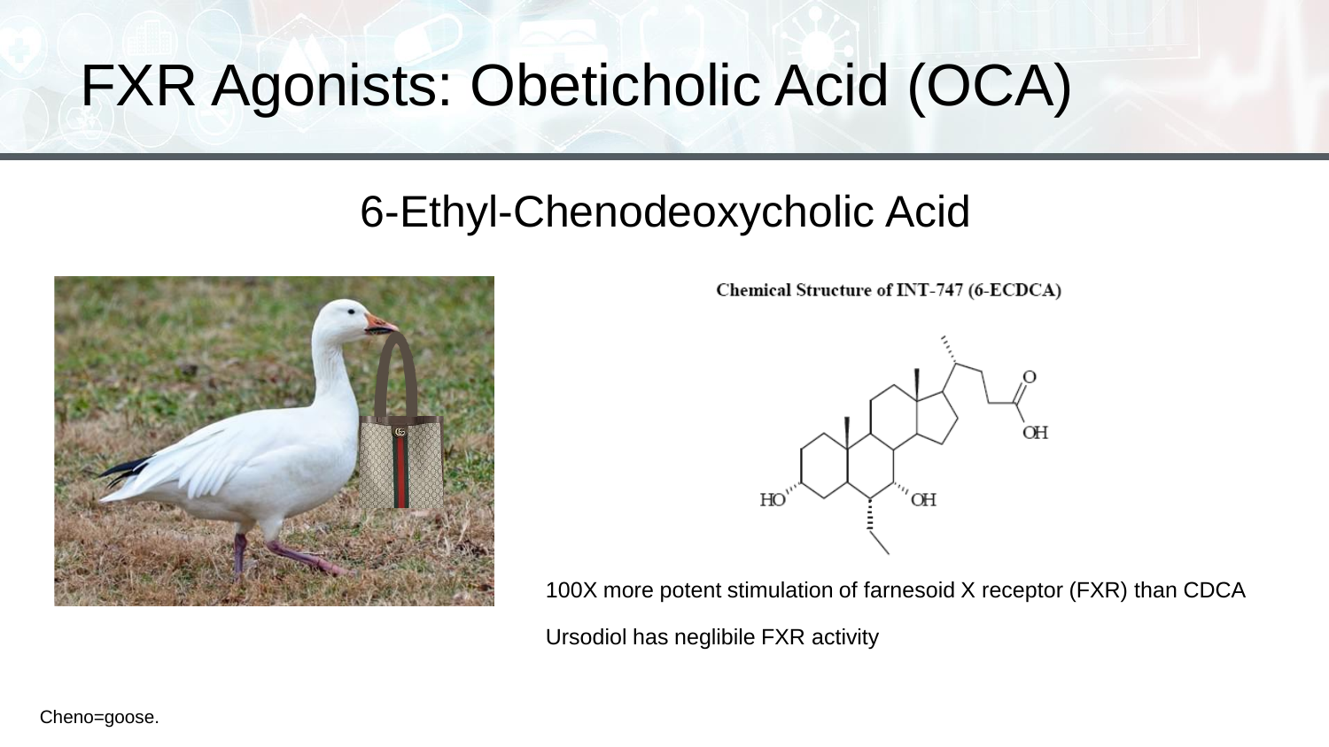# FXR Agonists: Obeticholic Acid (OCA)

## 6-Ethyl-Chenodeoxycholic Acid

Chemical Structure of INT-747 (6-ECDCA)

100X more potent stimulation of farnesoid X receptor (FXR) than CDCA

Ursodiol has neglibile FXR activity

Cheno=goose.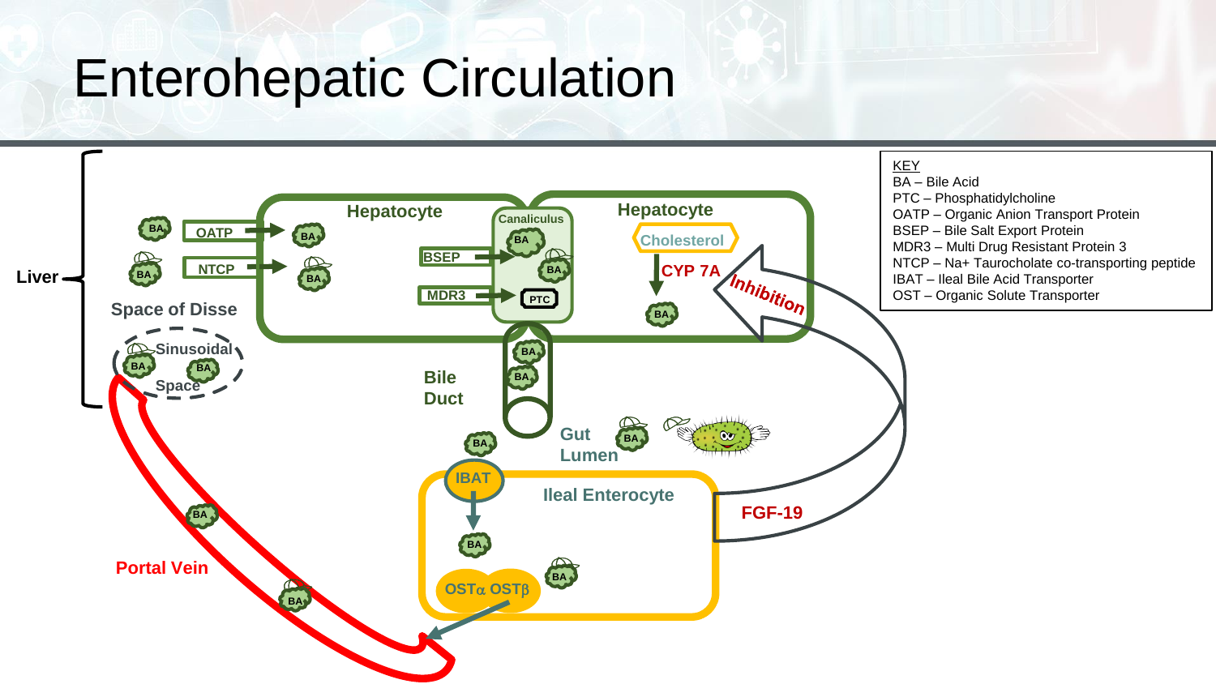# Enterohepatic Circulation

Liver

Hepatocyte

Hepatocyte

Canaliculus

OATP

NTCP

BSEP

MDR3

PTC

Cholesterol

CYP 7A

Inhibition

Space of Disse

Sinusoidal Space

Bile Duct

Gut Lumen

IBAT

Ileal Enterocyte

FGF-19

OSTα OSTβ

Portal Vein

KEY
BA – Bile Acid
PTC – Phosphatidylcholine
OATP – Organic Anion Transport Protein
BSEP – Bile Salt Export Protein
MDR3 – Multi Drug Resistant Protein 3
NTCP – Na+ Taurocholate co-transporting peptide
IBAT – Ileal Bile Acid Transporter
OST – Organic Solute Transporter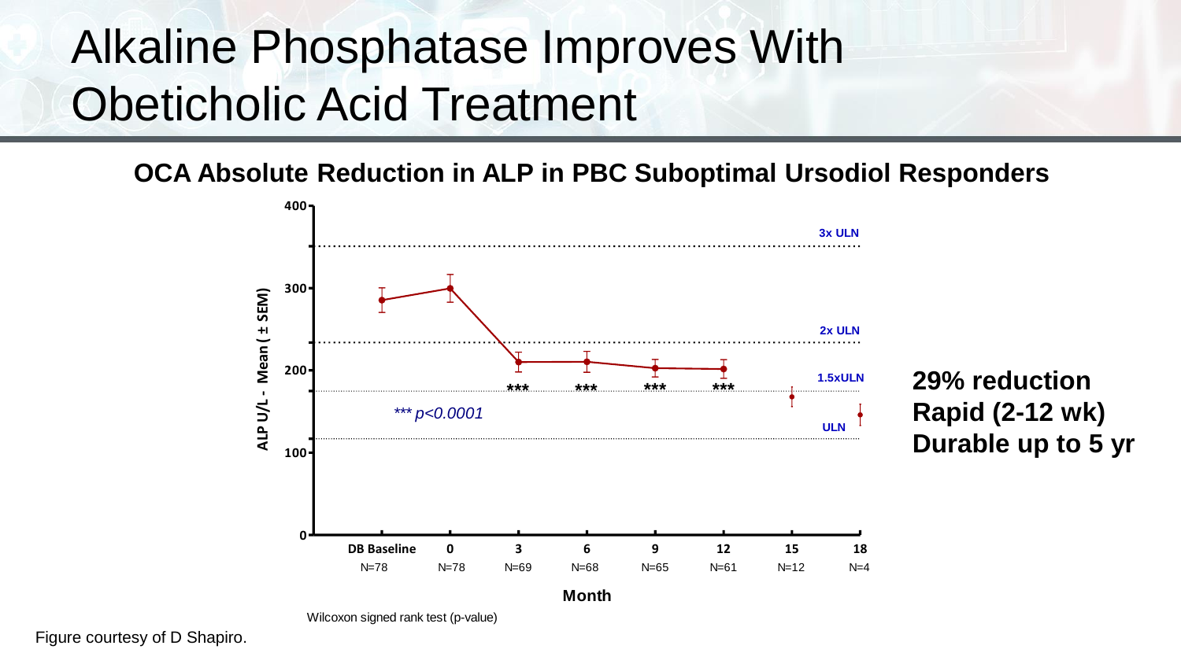# Alkaline Phosphatase Improves With Obeticholic Acid Treatment

**OCA Absolute Reduction in ALP in PBC Suboptimal Ursodiol Responders**

| Month | DB Baseline | 0 | 3 | 6 | 9 | 12 | 15 | 18 |
|---|---|---|---|---|---|---|---|---|
| N | N=78 | N=78 | N=69 | N=68 | N=65 | N=61 | N=12 | N=4 |

*** $p<0.0001$

Reference lines: 3x ULN, 2x ULN, 1.5xULN, ULN

Y-axis: ALP U/L - Mean ( ± SEM)

Wilcoxon signed rank test (p-value)

**29% reduction**
**Rapid (2-12 wk)**
**Durable up to 5 yr**

Figure courtesy of D Shapiro.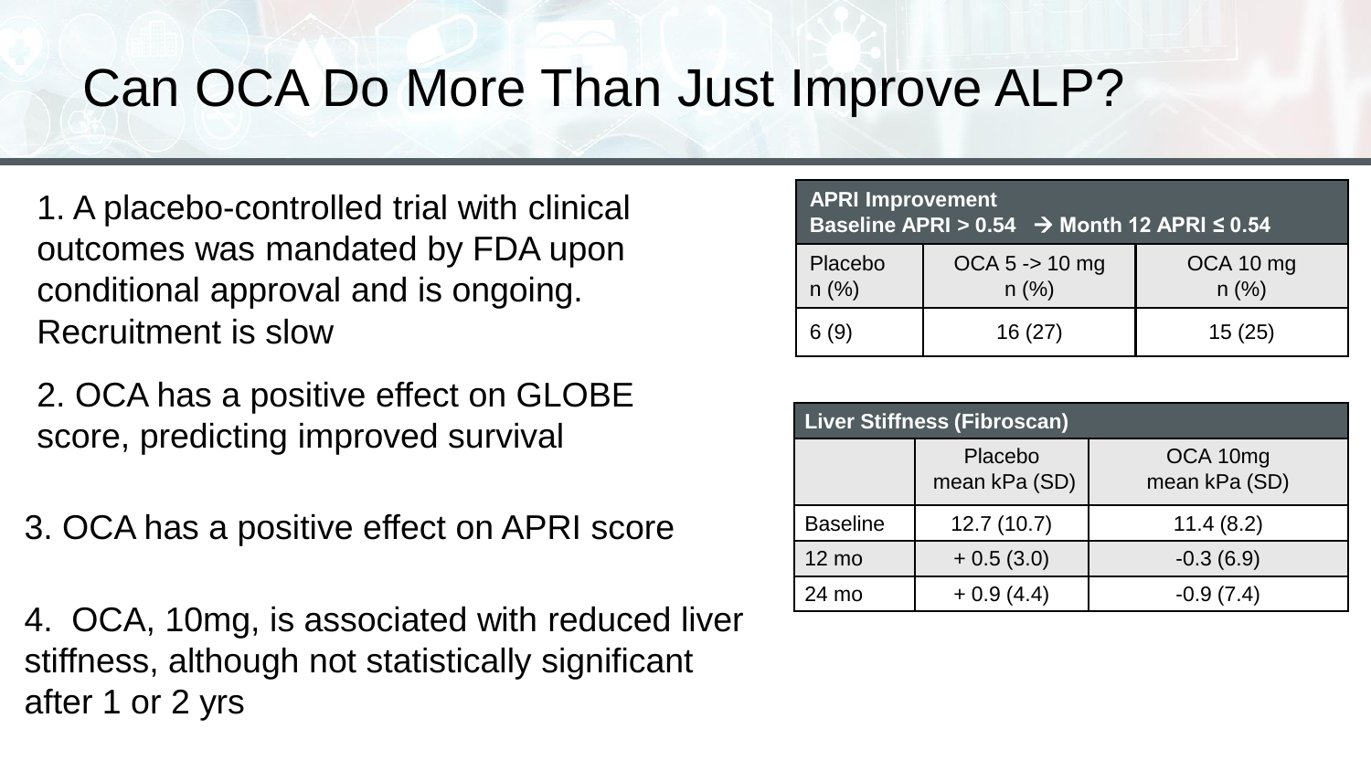# Can OCA Do More Than Just Improve ALP?

1. A placebo-controlled trial with clinical outcomes was mandated by FDA upon conditional approval and is ongoing. Recruitment is slow

2. OCA has a positive effect on GLOBE score, predicting improved survival

3. OCA has a positive effect on APRI score

4. OCA, 10mg, is associated with reduced liver stiffness, although not statistically significant after 1 or 2 yrs

| **APRI Improvement**<br>**Baseline APRI > 0.54 → Month 12 APRI ≤ 0.54** | | |
|---|---|---|
| Placebo<br>n (%) | OCA 5 -> 10 mg<br>n (%) | OCA 10 mg<br>n (%) |
| 6 (9) | 16 (27) | 15 (25) |

| **Liver Stiffness (Fibroscan)** | | |
|---|---|---|
| | Placebo<br>mean kPa (SD) | OCA 10mg<br>mean kPa (SD) |
| Baseline | 12.7 (10.7) | 11.4 (8.2) |
| 12 mo | + 0.5 (3.0) | -0.3 (6.9) |
| 24 mo | + 0.9 (4.4) | -0.9 (7.4) |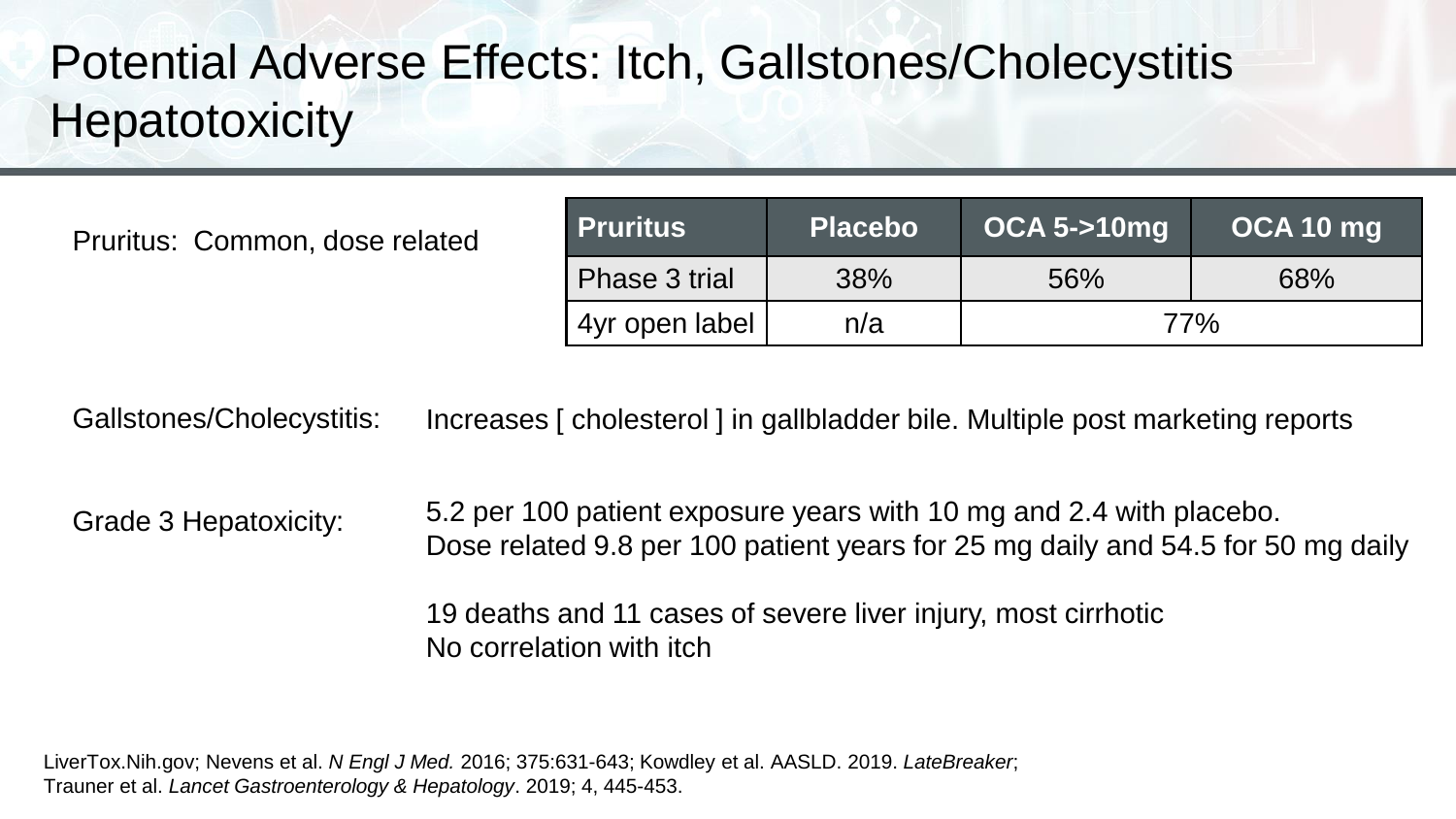# Potential Adverse Effects: Itch, Gallstones/Cholecystitis Hepatotoxicity

Pruritus: Common, dose related

| Pruritus | Placebo | OCA 5->10mg | OCA 10 mg |
|---|---|---|---|
| Phase 3 trial | 38% | 56% | 68% |
| 4yr open label | n/a | 77% | |

Gallstones/Cholecystitis: Increases [ cholesterol ] in gallbladder bile. Multiple post marketing reports

Grade 3 Hepatotoxicity: 5.2 per 100 patient exposure years with 10 mg and 2.4 with placebo.
Dose related 9.8 per 100 patient years for 25 mg daily and 54.5 for 50 mg daily

19 deaths and 11 cases of severe liver injury, most cirrhotic
No correlation with itch

LiverTox.Nih.gov; Nevens et al. *N Engl J Med.* 2016; 375:631-643; Kowdley et al. AASLD. 2019. *LateBreaker*; Trauner et al. *Lancet Gastroenterology & Hepatology*. 2019; 4, 445-453.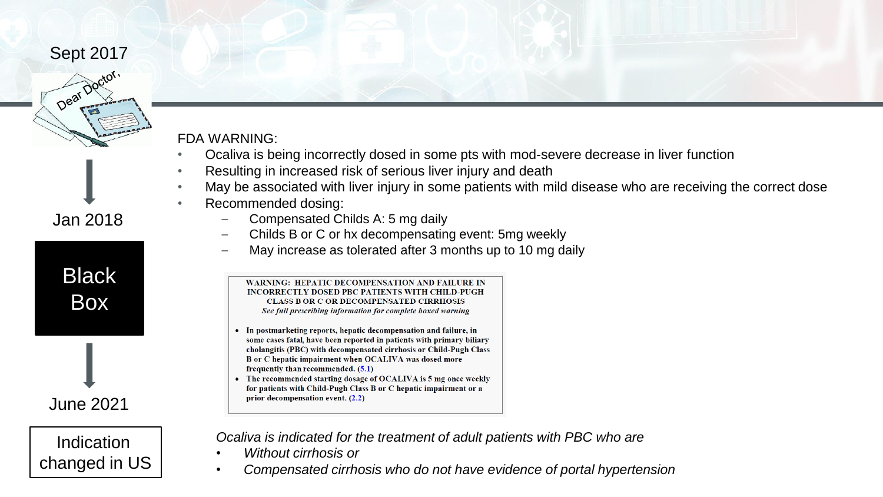Sept 2017

Jan 2018

**Black Box**

June 2021

**Indication changed in US**

FDA WARNING:

- Ocaliva is being incorrectly dosed in some pts with mod-severe decrease in liver function
- Resulting in increased risk of serious liver injury and death
- May be associated with liver injury in some patients with mild disease who are receiving the correct dose
- Recommended dosing:
  - Compensated Childs A: 5 mg daily
  - Childs B or C or hx decompensating event: 5mg weekly
  - May increase as tolerated after 3 months up to 10 mg daily

**WARNING: HEPATIC DECOMPENSATION AND FAILURE IN INCORRECTLY DOSED PBC PATIENTS WITH CHILD-PUGH CLASS B OR C OR DECOMPENSATED CIRRHOSIS**

*See full prescribing information for complete boxed warning*

- **In postmarketing reports, hepatic decompensation and failure, in some cases fatal, have been reported in patients with primary biliary cholangitis (PBC) with decompensated cirrhosis or Child-Pugh Class B or C hepatic impairment when OCALIVA was dosed more frequently than recommended. (5.1)**
- **The recommended starting dosage of OCALIVA is 5 mg once weekly for patients with Child-Pugh Class B or C hepatic impairment or a prior decompensation event. (2.2)**

*Ocaliva is indicated for the treatment of adult patients with PBC who are*

- *Without cirrhosis or*
- *Compensated cirrhosis who do not have evidence of portal hypertension*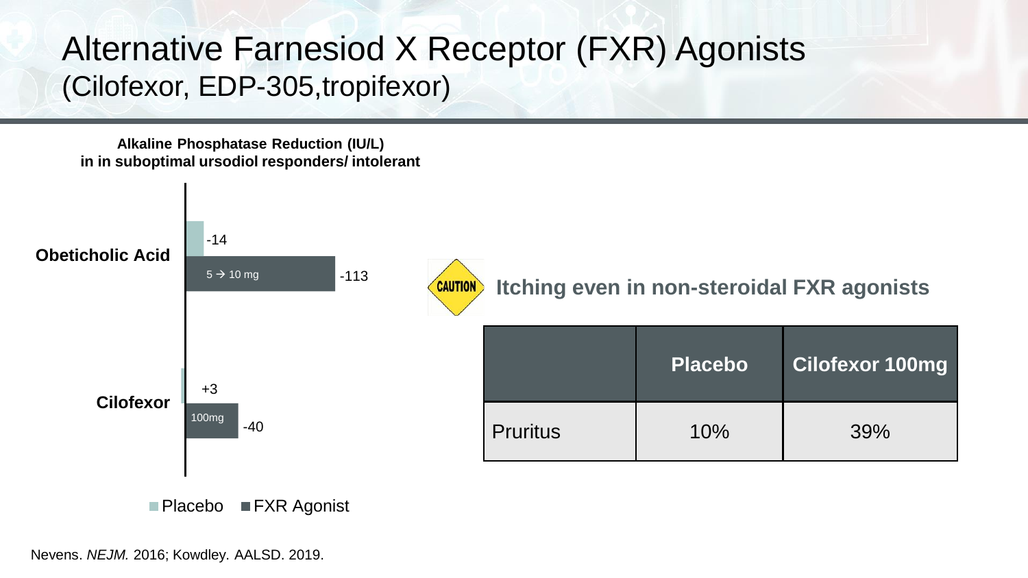# Alternative Farnesiod X Receptor (FXR) Agonists
## (Cilofexor, EDP-305,tropifexor)

**Alkaline Phosphatase Reduction (IU/L)**
**in in suboptimal ursodiol responders/ intolerant**

| | Placebo | FXR Agonist |
|---|---|---|
| Obeticholic Acid (5 → 10 mg) | -14 | -113 |
| Cilofexor (100mg) | +3 | -40 |

**Itching even in non-steroidal FXR agonists**

| | Placebo | Cilofexor 100mg |
|---|---|---|
| Pruritus | 10% | 39% |

Nevens. *NEJM.* 2016; Kowdley. AALSD. 2019.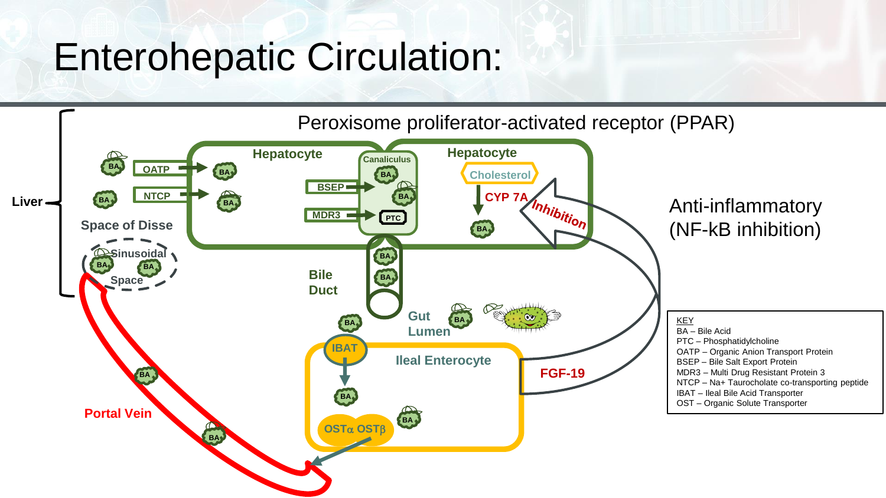# Enterohepatic Circulation:

Peroxisome proliferator-activated receptor (PPAR)

Liver

Hepatocyte

Hepatocyte

Canaliculus

BA

OATP

NTCP

BSEP

MDR3

PTC

Cholesterol

CYP 7A

Inhibition

Space of Disse

Sinusoidal Space

Bile Duct

Gut Lumen

IBAT

Ileal Enterocyte

$OST\alpha$ $OST\beta$

FGF-19

Portal Vein

Anti-inflammatory (NF-kB inhibition)

KEY
BA – Bile Acid
PTC – Phosphatidylcholine
OATP – Organic Anion Transport Protein
BSEP – Bile Salt Export Protein
MDR3 – Multi Drug Resistant Protein 3
NTCP – Na+ Taurocholate co-transporting peptide
IBAT – Ileal Bile Acid Transporter
OST – Organic Solute Transporter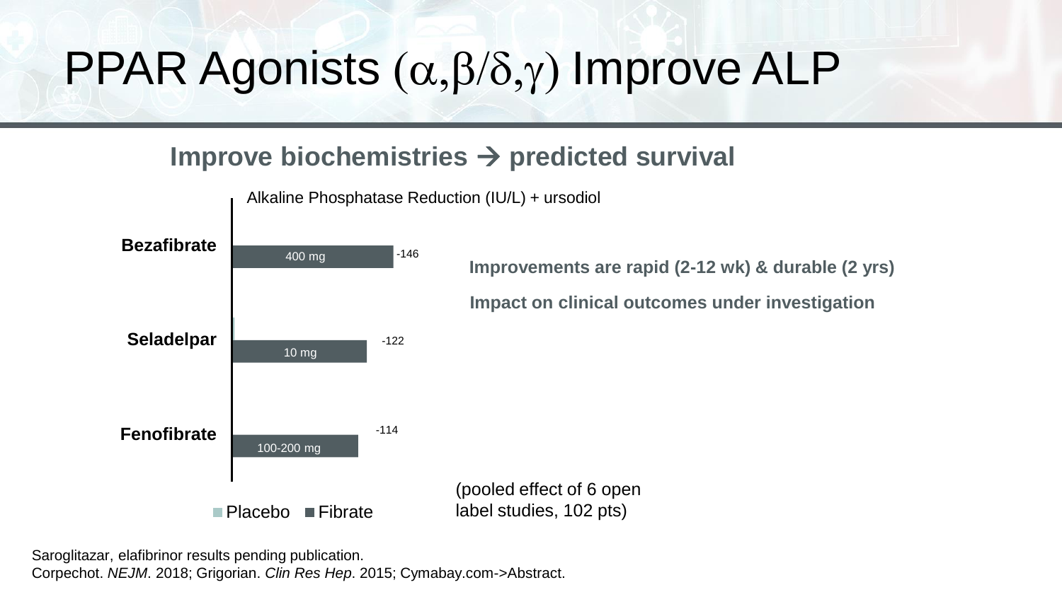# PPAR Agonists ($\alpha$,$\beta$/$\delta$,$\gamma$) Improve ALP

## Improve biochemistries → predicted survival

Alkaline Phosphatase Reduction (IU/L) + ursodiol

| Drug | Dose | ALP Reduction (IU/L) |
| --- | --- | --- |
| Bezafibrate | 400 mg | -146 |
| Seladelpar | 10 mg | -122 |
| Fenofibrate | 100-200 mg | -114 |

Placebo ■ Fibrate

(pooled effect of 6 open label studies, 102 pts)

**Improvements are rapid (2-12 wk) & durable (2 yrs)**

**Impact on clinical outcomes under investigation**

Saroglitazar, elafibrinor results pending publication.
Corpechot. *NEJM*. 2018; Grigorian. *Clin Res Hep*. 2015; Cymabay.com->Abstract.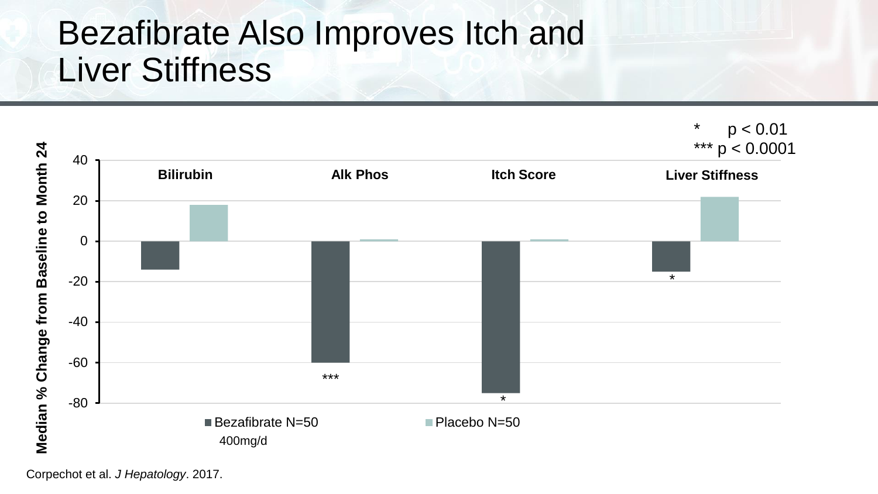# Bezafibrate Also Improves Itch and Liver Stiffness

\*     $p < 0.01$
\*\*\* $p < 0.0001$

Median % Change from Baseline to Month 24

| | Bilirubin | Alk Phos | Itch Score | Liver Stiffness |
|---|---|---|---|---|
| Bezafibrate N=50 400mg/d | -14 | -60 *** | -75 * | -15 * |
| Placebo N=50 | 18 | 1 | 1 | 22 |

Corpechot et al. *J Hepatology*. 2017.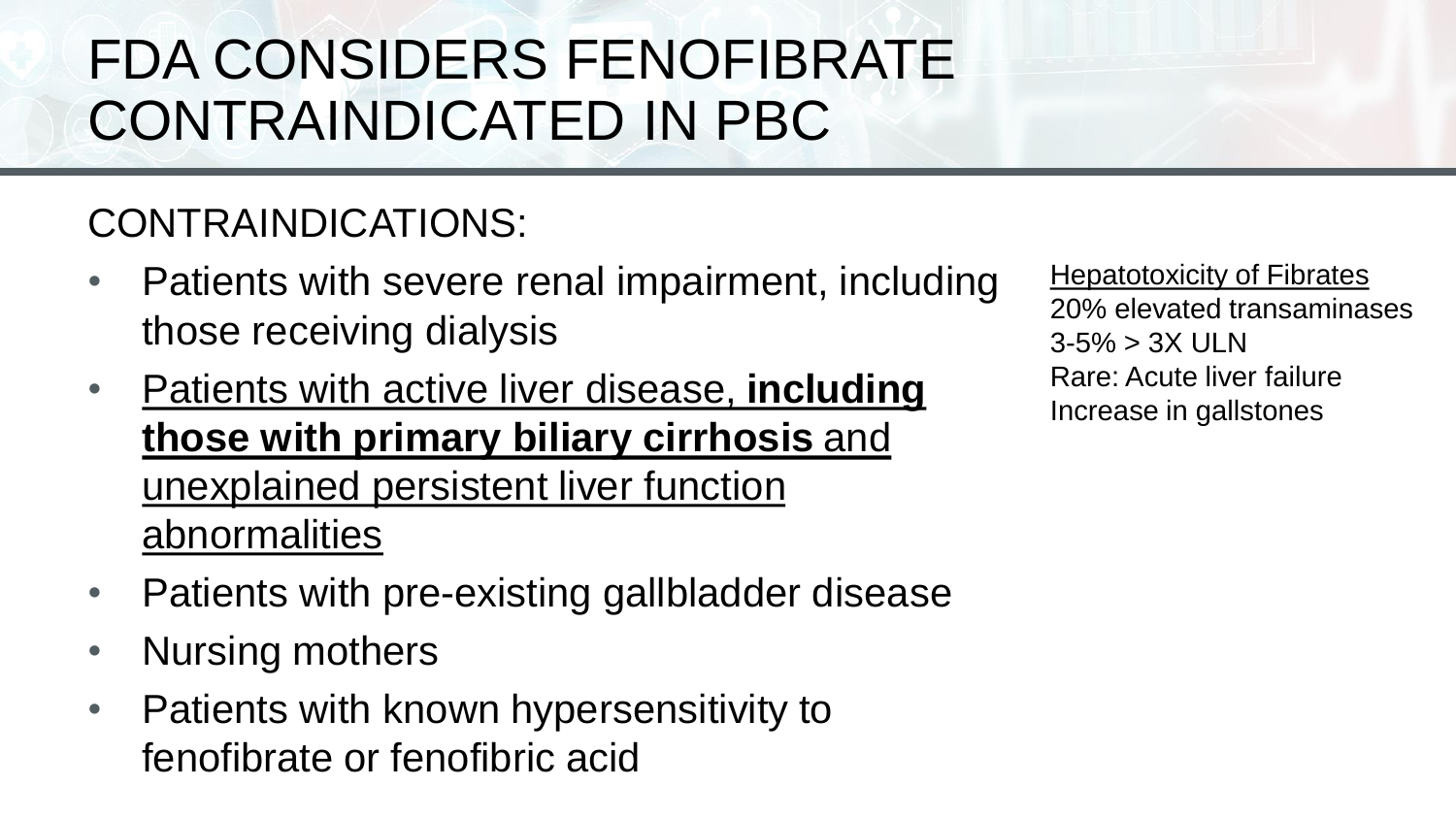# FDA CONSIDERS FENOFIBRATE CONTRAINDICATED IN PBC

CONTRAINDICATIONS:

- Patients with severe renal impairment, including those receiving dialysis
- <u>Patients with active liver disease, **including those with primary biliary cirrhosis** and unexplained persistent liver function abnormalities</u>
- Patients with pre-existing gallbladder disease
- Nursing mothers
- Patients with known hypersensitivity to fenofibrate or fenofibric acid

<u>Hepatotoxicity of Fibrates</u>
20% elevated transaminases
3-5% > 3X ULN
Rare: Acute liver failure
Increase in gallstones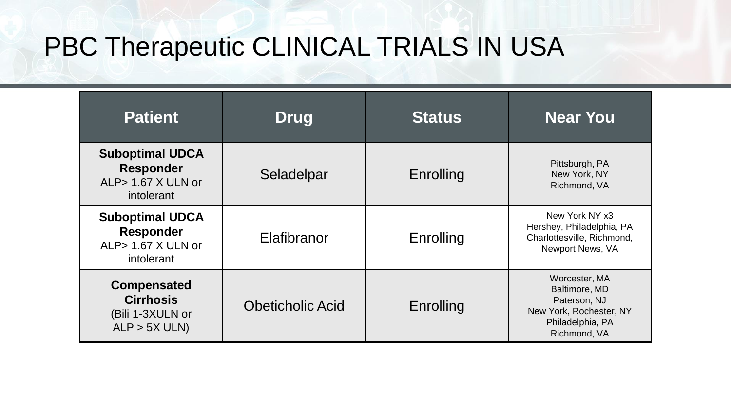# PBC Therapeutic CLINICAL TRIALS IN USA

| Patient | Drug | Status | Near You |
|---|---|---|---|
| **Suboptimal UDCA Responder** ALP> 1.67 X ULN or intolerant | Seladelpar | Enrolling | Pittsburgh, PA<br>New York, NY<br>Richmond, VA |
| **Suboptimal UDCA Responder** ALP> 1.67 X ULN or intolerant | Elafibranor | Enrolling | New York NY x3<br>Hershey, Philadelphia, PA<br>Charlottesville, Richmond, Newport News, VA |
| **Compensated Cirrhosis** (Bili 1-3XULN or ALP > 5X ULN) | Obeticholic Acid | Enrolling | Worcester, MA<br>Baltimore, MD<br>Paterson, NJ<br>New York, Rochester, NY<br>Philadelphia, PA<br>Richmond, VA |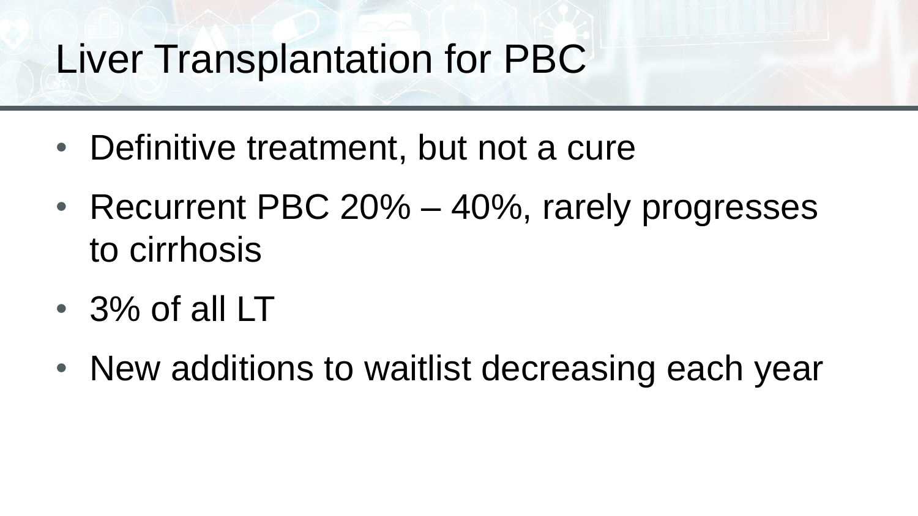# Liver Transplantation for PBC

- Definitive treatment, but not a cure
- Recurrent PBC 20% – 40%, rarely progresses to cirrhosis
- 3% of all LT
- New additions to waitlist decreasing each year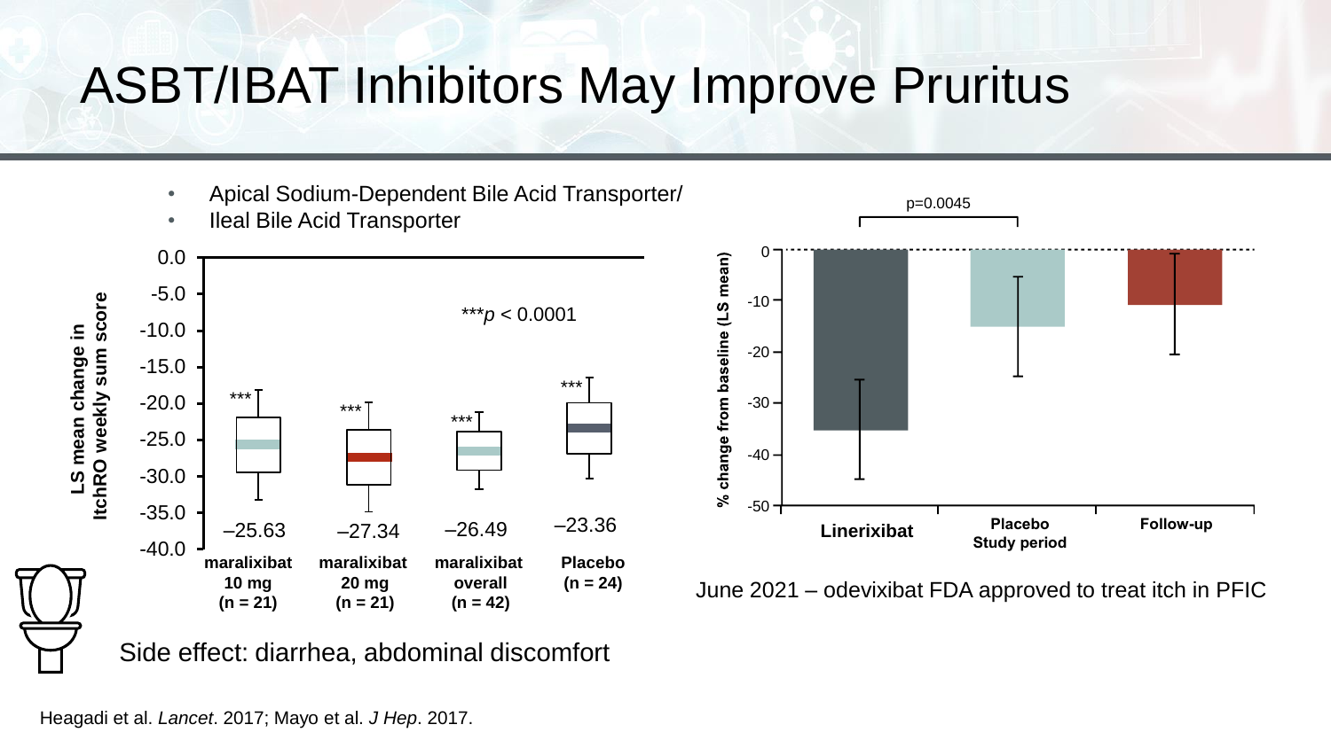# ASBT/IBAT Inhibitors May Improve Pruritus

- Apical Sodium-Dependent Bile Acid Transporter/
- Ileal Bile Acid Transporter

LS mean change in ItchRO weekly sum score

***$p < 0.0001$

| | maralixibat 10 mg (n = 21) | maralixibat 20 mg (n = 21) | maralixibat overall (n = 42) | Placebo (n = 24) |
|---|---|---|---|---|
| LS mean change | –25.63*** | –27.34*** | –26.49*** | –23.36*** |

% change from baseline (LS mean)

p=0.0045

Linerixibat | Placebo Study period | Follow-up

June 2021 – odevixibat FDA approved to treat itch in PFIC

Side effect: diarrhea, abdominal discomfort

Heagadi et al. *Lancet*. 2017; Mayo et al. *J Hep*. 2017.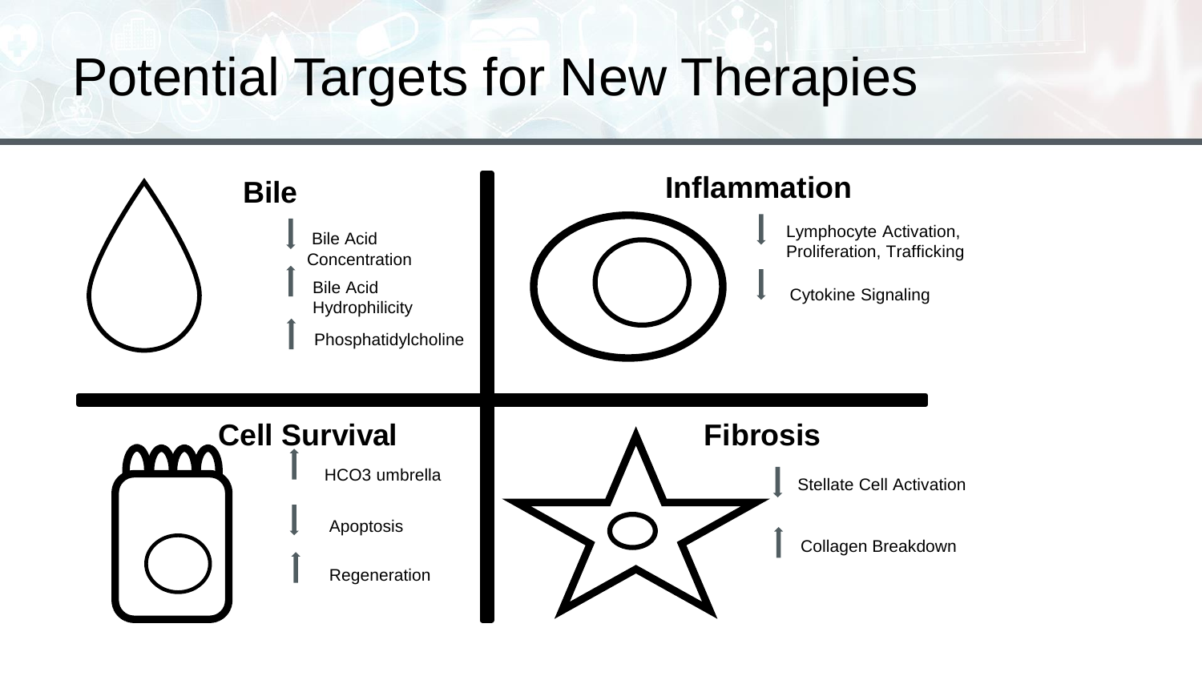# Potential Targets for New Therapies

## Bile

- ↓ Bile Acid Concentration
- ↑ Bile Acid Hydrophilicity
- ↑ Phosphatidylcholine

## Inflammation

- ↓ Lymphocyte Activation, Proliferation, Trafficking
- ↓ Cytokine Signaling

## Cell Survival

- ↑ HCO3 umbrella
- ↓ Apoptosis
- ↑ Regeneration

## Fibrosis

- ↓ Stellate Cell Activation
- ↑ Collagen Breakdown